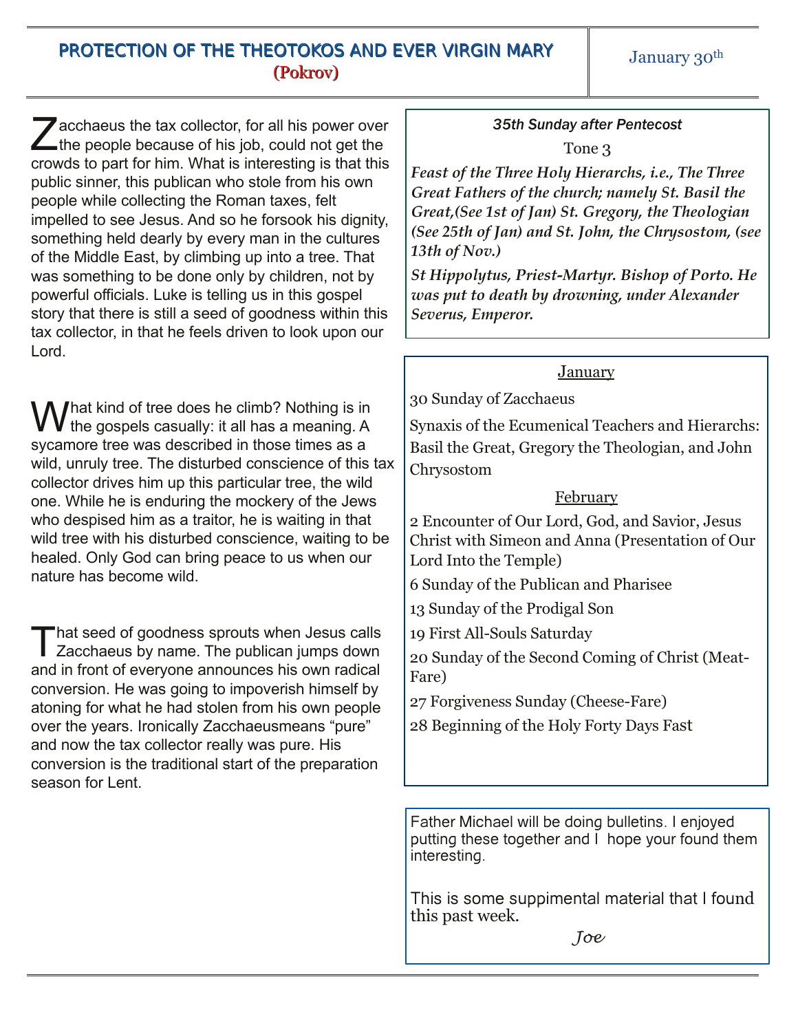# PROTECTION OF THE THEOTOKOS AND EVER VIRGIN MARY
## (Pokrov)

January 30th

Zacchaeus the tax collector, for all his power over the people because of his job, could not get the crowds to part for him. What is interesting is that this public sinner, this publican who stole from his own people while collecting the Roman taxes, felt impelled to see Jesus. And so he forsook his dignity, something held dearly by every man in the cultures of the Middle East, by climbing up into a tree. That was something to be done only by children, not by powerful officials. Luke is telling us in this gospel story that there is still a seed of goodness within this tax collector, in that he feels driven to look upon our Lord.

What kind of tree does he climb? Nothing is in the gospels casually: it all has a meaning. A sycamore tree was described in those times as a wild, unruly tree. The disturbed conscience of this tax collector drives him up this particular tree, the wild one. While he is enduring the mockery of the Jews who despised him as a traitor, he is waiting in that wild tree with his disturbed conscience, waiting to be healed. Only God can bring peace to us when our nature has become wild.

That seed of goodness sprouts when Jesus calls Zacchaeus by name. The publican jumps down and in front of everyone announces his own radical conversion. He was going to impoverish himself by atoning for what he had stolen from his own people over the years. Ironically Zacchaeusmeans "pure" and now the tax collector really was pure. His conversion is the traditional start of the preparation season for Lent.

*35th Sunday after Pentecost*

Tone 3

***Feast of the Three Holy Hierarchs, i.e., The Three Great Fathers of the church; namely St. Basil the Great,(See 1st of Jan) St. Gregory, the Theologian (See 25th of Jan) and St. John, the Chrysostom, (see 13th of Nov.)***

***St Hippolytus, Priest-Martyr. Bishop of Porto. He was put to death by drowning, under Alexander Severus, Emperor.***

**January**

30 Sunday of Zacchaeus

Synaxis of the Ecumenical Teachers and Hierarchs: Basil the Great, Gregory the Theologian, and John Chrysostom

**February**

2 Encounter of Our Lord, God, and Savior, Jesus Christ with Simeon and Anna (Presentation of Our Lord Into the Temple)

6 Sunday of the Publican and Pharisee

13 Sunday of the Prodigal Son

19 First All-Souls Saturday

20 Sunday of the Second Coming of Christ (Meat-Fare)

27 Forgiveness Sunday (Cheese-Fare)

28 Beginning of the Holy Forty Days Fast

Father Michael will be doing bulletins. I enjoyed putting these together and I hope your found them interesting.

This is some suppimental material that I found this past week.

*Joe*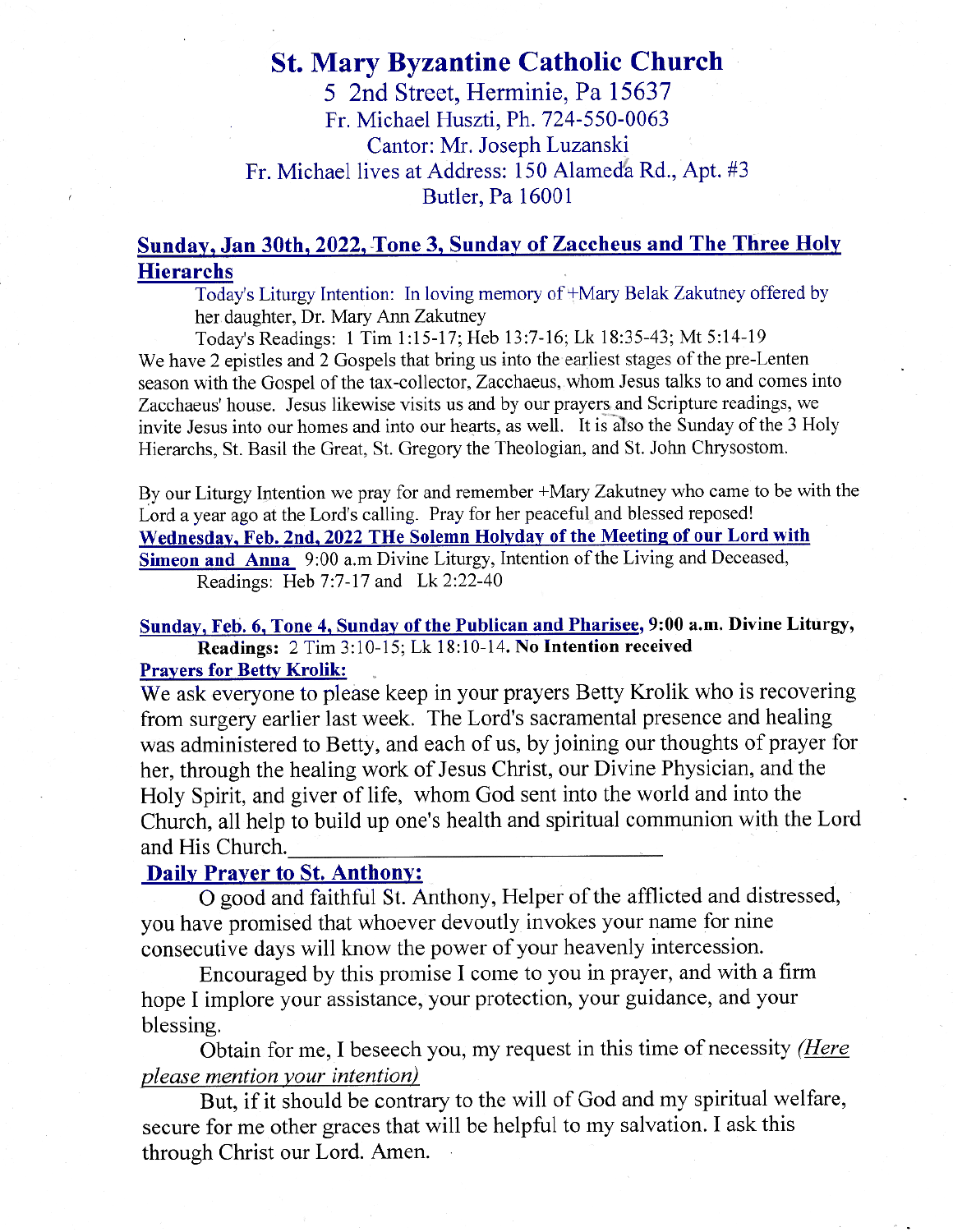# St. Mary Byzantine Catholic Church

5 2nd Street, Herminie, Pa 15637
Fr. Michael Huszti, Ph. 724-550-0063
Cantor: Mr. Joseph Luzanski
Fr. Michael lives at Address: 150 Alameda Rd., Apt. #3
Butler, Pa 16001

## Sunday, Jan 30th, 2022, Tone 3, Sunday of Zaccheus and The Three Holy Hierarchs

Today's Liturgy Intention: In loving memory of +Mary Belak Zakutney offered by her daughter, Dr. Mary Ann Zakutney

Today's Readings: 1 Tim 1:15-17; Heb 13:7-16; Lk 18:35-43; Mt 5:14-19

We have 2 epistles and 2 Gospels that bring us into the earliest stages of the pre-Lenten season with the Gospel of the tax-collector, Zacchaeus, whom Jesus talks to and comes into Zacchaeus' house. Jesus likewise visits us and by our prayers and Scripture readings, we invite Jesus into our homes and into our hearts, as well. It is also the Sunday of the 3 Holy Hierarchs, St. Basil the Great, St. Gregory the Theologian, and St. John Chrysostom.

By our Liturgy Intention we pray for and remember +Mary Zakutney who came to be with the Lord a year ago at the Lord's calling. Pray for her peaceful and blessed reposed!

**Wednesday, Feb. 2nd, 2022 THe Solemn Holyday of the Meeting of our Lord with Simeon and Anna** 9:00 a.m Divine Liturgy, Intention of the Living and Deceased,

Readings: Heb 7:7-17 and Lk 2:22-40

**Sunday, Feb. 6, Tone 4, Sunday of the Publican and Pharisee, 9:00 a.m. Divine Liturgy,**

**Readings:** 2 Tim 3:10-15; Lk 18:10-14. **No Intention received**

### Prayers for Betty Krolik:

We ask everyone to please keep in your prayers Betty Krolik who is recovering from surgery earlier last week. The Lord's sacramental presence and healing was administered to Betty, and each of us, by joining our thoughts of prayer for her, through the healing work of Jesus Christ, our Divine Physician, and the Holy Spirit, and giver of life, whom God sent into the world and into the Church, all help to build up one's health and spiritual communion with the Lord and His Church.

### Daily Prayer to St. Anthony:

O good and faithful St. Anthony, Helper of the afflicted and distressed, you have promised that whoever devoutly invokes your name for nine consecutive days will know the power of your heavenly intercession.

Encouraged by this promise I come to you in prayer, and with a firm hope I implore your assistance, your protection, your guidance, and your blessing.

Obtain for me, I beseech you, my request in this time of necessity *(Here please mention your intention)*

But, if it should be contrary to the will of God and my spiritual welfare, secure for me other graces that will be helpful to my salvation. I ask this through Christ our Lord. Amen.